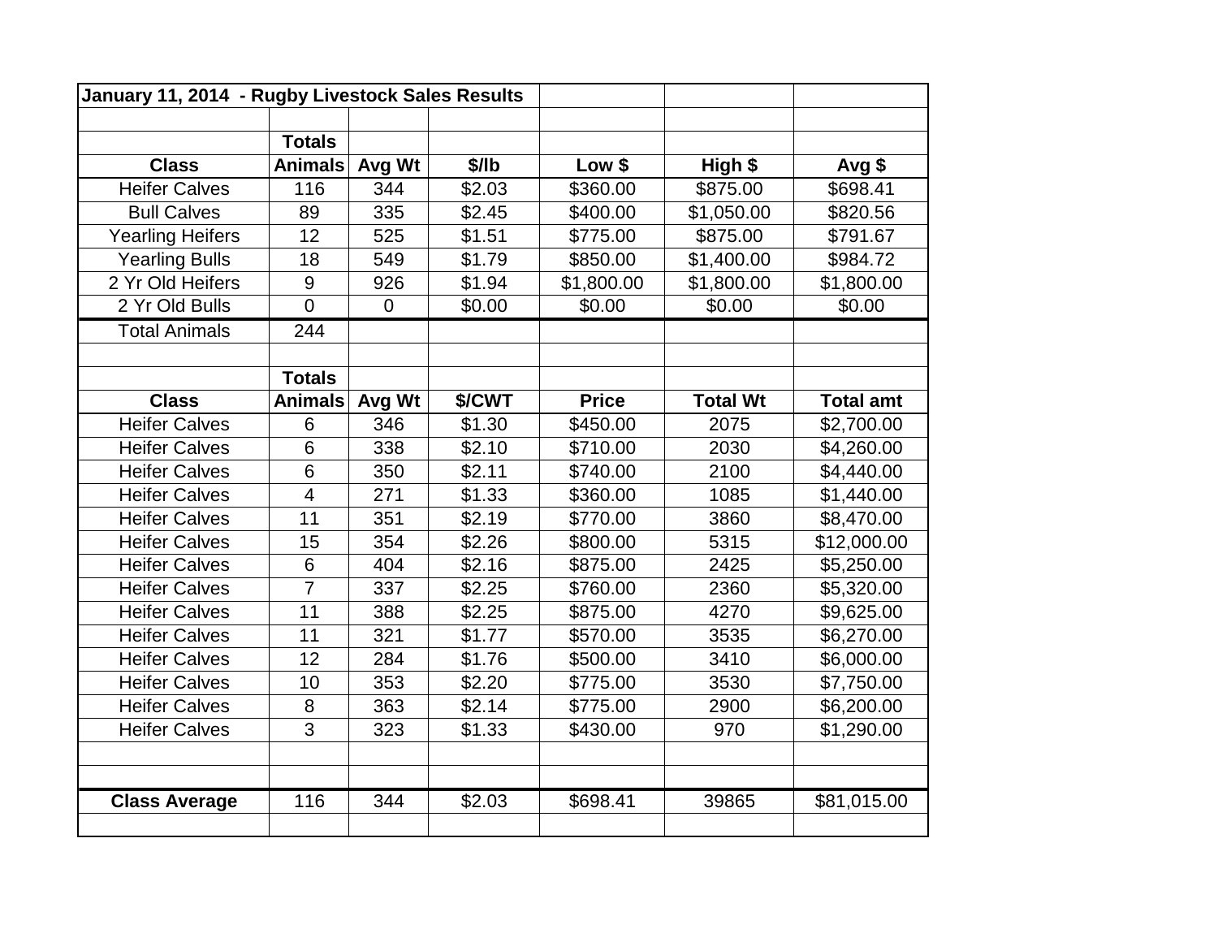| January 11, 2014 - Rugby Livestock Sales Results | | | | | | |
|---|---|---|---|---|---|---|
| | | | | | | |
| | Totals | | | | | |
| Class | Animals | Avg Wt | $/lb | Low $ | High $ | Avg $ |
| Heifer Calves | 116 | 344 | $2.03 | $360.00 | $875.00 | $698.41 |
| Bull Calves | 89 | 335 | $2.45 | $400.00 | $1,050.00 | $820.56 |
| Yearling Heifers | 12 | 525 | $1.51 | $775.00 | $875.00 | $791.67 |
| Yearling Bulls | 18 | 549 | $1.79 | $850.00 | $1,400.00 | $984.72 |
| 2 Yr Old Heifers | 9 | 926 | $1.94 | $1,800.00 | $1,800.00 | $1,800.00 |
| 2 Yr Old Bulls | 0 | 0 | $0.00 | $0.00 | $0.00 | $0.00 |
| Total Animals | 244 | | | | | |

| | Totals | | | | | |
|---|---|---|---|---|---|---|
| Class | Animals | Avg Wt | $/CWT | Price | Total Wt | Total amt |
| Heifer Calves | 6 | 346 | $1.30 | $450.00 | 2075 | $2,700.00 |
| Heifer Calves | 6 | 338 | $2.10 | $710.00 | 2030 | $4,260.00 |
| Heifer Calves | 6 | 350 | $2.11 | $740.00 | 2100 | $4,440.00 |
| Heifer Calves | 4 | 271 | $1.33 | $360.00 | 1085 | $1,440.00 |
| Heifer Calves | 11 | 351 | $2.19 | $770.00 | 3860 | $8,470.00 |
| Heifer Calves | 15 | 354 | $2.26 | $800.00 | 5315 | $12,000.00 |
| Heifer Calves | 6 | 404 | $2.16 | $875.00 | 2425 | $5,250.00 |
| Heifer Calves | 7 | 337 | $2.25 | $760.00 | 2360 | $5,320.00 |
| Heifer Calves | 11 | 388 | $2.25 | $875.00 | 4270 | $9,625.00 |
| Heifer Calves | 11 | 321 | $1.77 | $570.00 | 3535 | $6,270.00 |
| Heifer Calves | 12 | 284 | $1.76 | $500.00 | 3410 | $6,000.00 |
| Heifer Calves | 10 | 353 | $2.20 | $775.00 | 3530 | $7,750.00 |
| Heifer Calves | 8 | 363 | $2.14 | $775.00 | 2900 | $6,200.00 |
| Heifer Calves | 3 | 323 | $1.33 | $430.00 | 970 | $1,290.00 |
| | | | | | | |
| | | | | | | |
| **Class Average** | 116 | 344 | $2.03 | $698.41 | 39865 | $81,015.00 |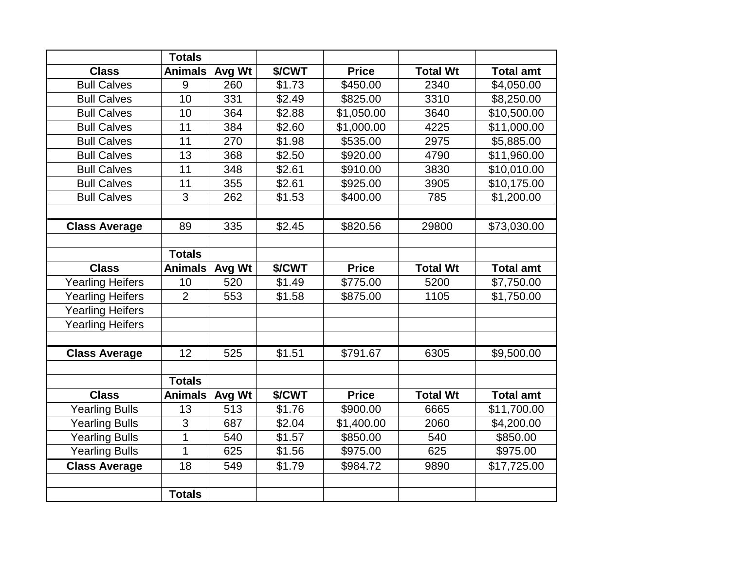| | Totals | | | | | |
|---|---|---|---|---|---|---|
| **Class** | **Animals** | **Avg Wt** | **$/CWT** | **Price** | **Total Wt** | **Total amt** |
| Bull Calves | 9 | 260 | $1.73 | $450.00 | 2340 | $4,050.00 |
| Bull Calves | 10 | 331 | $2.49 | $825.00 | 3310 | $8,250.00 |
| Bull Calves | 10 | 364 | $2.88 | $1,050.00 | 3640 | $10,500.00 |
| Bull Calves | 11 | 384 | $2.60 | $1,000.00 | 4225 | $11,000.00 |
| Bull Calves | 11 | 270 | $1.98 | $535.00 | 2975 | $5,885.00 |
| Bull Calves | 13 | 368 | $2.50 | $920.00 | 4790 | $11,960.00 |
| Bull Calves | 11 | 348 | $2.61 | $910.00 | 3830 | $10,010.00 |
| Bull Calves | 11 | 355 | $2.61 | $925.00 | 3905 | $10,175.00 |
| Bull Calves | 3 | 262 | $1.53 | $400.00 | 785 | $1,200.00 |
| | | | | | | |
| **Class Average** | 89 | 335 | $2.45 | $820.56 | 29800 | $73,030.00 |
| | | | | | | |
| | **Totals** | | | | | |
| **Class** | **Animals** | **Avg Wt** | **$/CWT** | **Price** | **Total Wt** | **Total amt** |
| Yearling Heifers | 10 | 520 | $1.49 | $775.00 | 5200 | $7,750.00 |
| Yearling Heifers | 2 | 553 | $1.58 | $875.00 | 1105 | $1,750.00 |
| Yearling Heifers | | | | | | |
| Yearling Heifers | | | | | | |
| | | | | | | |
| **Class Average** | 12 | 525 | $1.51 | $791.67 | 6305 | $9,500.00 |
| | | | | | | |
| | **Totals** | | | | | |
| **Class** | **Animals** | **Avg Wt** | **$/CWT** | **Price** | **Total Wt** | **Total amt** |
| Yearling Bulls | 13 | 513 | $1.76 | $900.00 | 6665 | $11,700.00 |
| Yearling Bulls | 3 | 687 | $2.04 | $1,400.00 | 2060 | $4,200.00 |
| Yearling Bulls | 1 | 540 | $1.57 | $850.00 | 540 | $850.00 |
| Yearling Bulls | 1 | 625 | $1.56 | $975.00 | 625 | $975.00 |
| **Class Average** | 18 | 549 | $1.79 | $984.72 | 9890 | $17,725.00 |
| | | | | | | |
| | **Totals** | | | | | |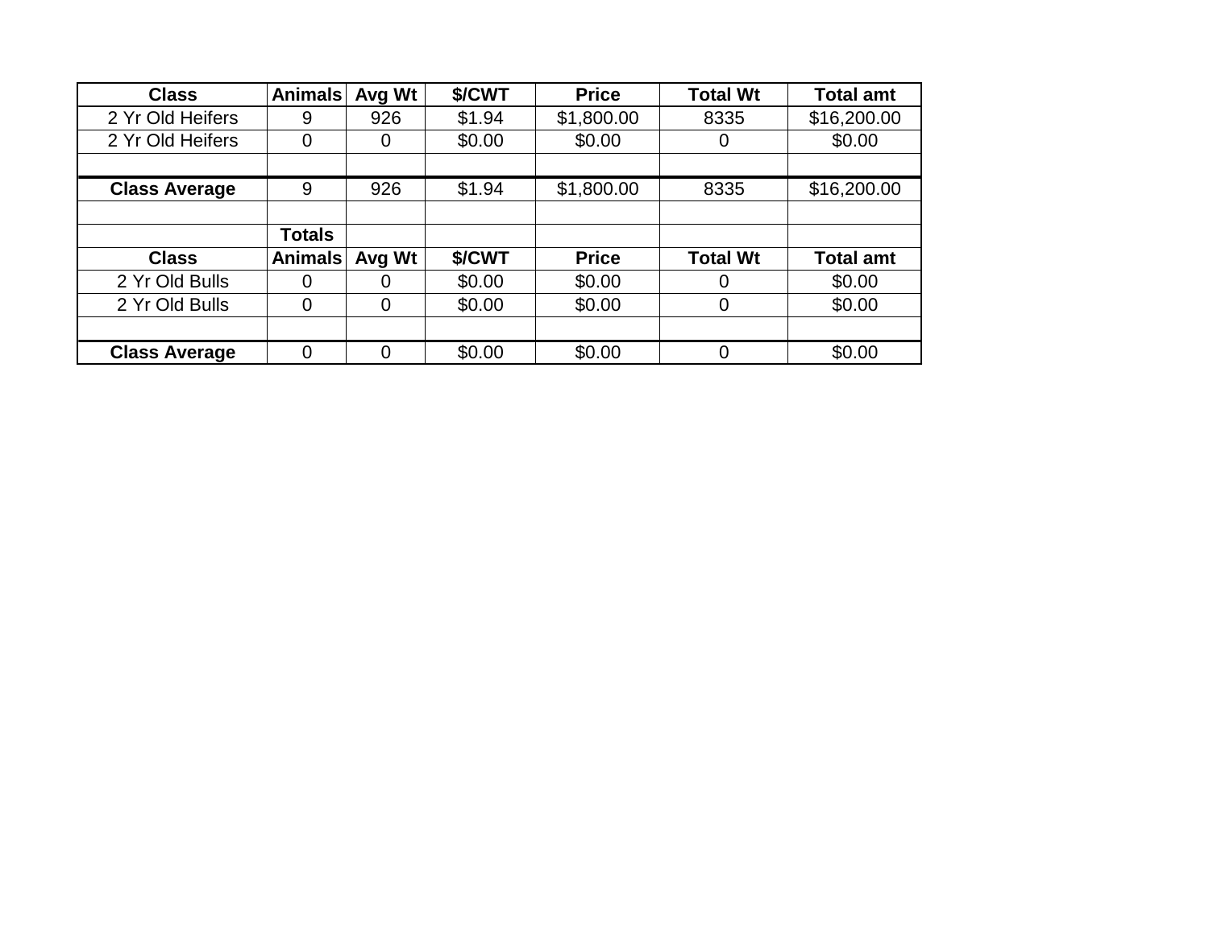| Class | Animals | Avg Wt | $/CWT | Price | Total Wt | Total amt |
|---|---|---|---|---|---|---|
| 2 Yr Old Heifers | 9 | 926 | $1.94 | $1,800.00 | 8335 | $16,200.00 |
| 2 Yr Old Heifers | 0 | 0 | $0.00 | $0.00 | 0 | $0.00 |
| | | | | | | |
| **Class Average** | 9 | 926 | $1.94 | $1,800.00 | 8335 | $16,200.00 |
| | | | | | | |
| | **Totals** | | | | | |
| **Class** | **Animals** | **Avg Wt** | **$/CWT** | **Price** | **Total Wt** | **Total amt** |
| 2 Yr Old Bulls | 0 | 0 | $0.00 | $0.00 | 0 | $0.00 |
| 2 Yr Old Bulls | 0 | 0 | $0.00 | $0.00 | 0 | $0.00 |
| | | | | | | |
| **Class Average** | 0 | 0 | $0.00 | $0.00 | 0 | $0.00 |